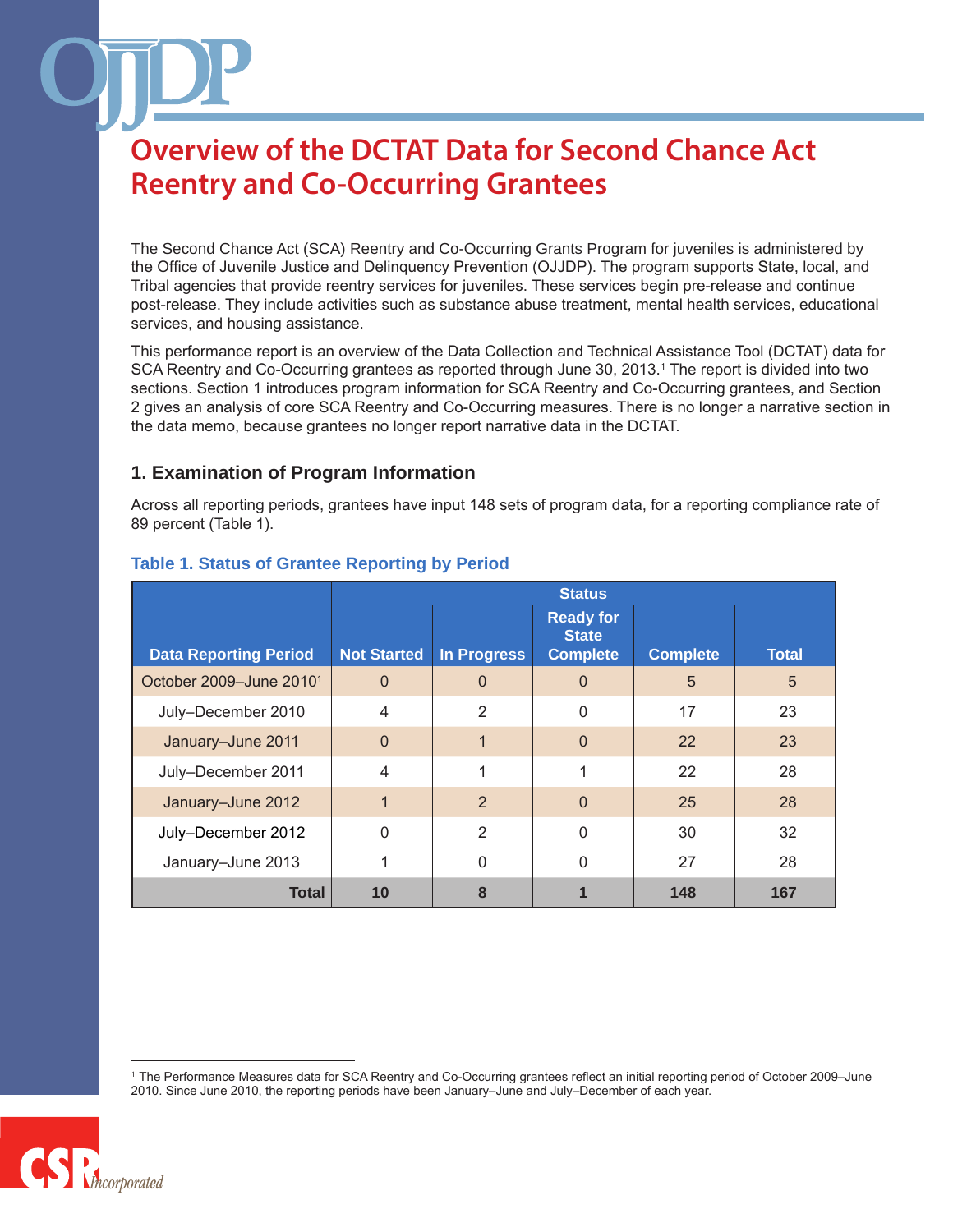# Overview of the DCTAT Data for Second Chance Act Reentry and Co-Occurring Grantees

The Second Chance Act (SCA) Reentry and Co-Occurring Grants Program for juveniles is administered by the Office of Juvenile Justice and Delinquency Prevention (OJJDP). The program supports State, local, and Tribal agencies that provide reentry services for juveniles. These services begin pre-release and continue post-release. They include activities such as substance abuse treatment, mental health services, educational services, and housing assistance.

This performance report is an overview of the Data Collection and Technical Assistance Tool (DCTAT) data for SCA Reentry and Co-Occurring grantees as reported through June 30, 2013.[1] The report is divided into two sections. Section 1 introduces program information for SCA Reentry and Co-Occurring grantees, and Section 2 gives an analysis of core SCA Reentry and Co-Occurring measures. There is no longer a narrative section in the data memo, because grantees no longer report narrative data in the DCTAT.

## 1. Examination of Program Information

Across all reporting periods, grantees have input 148 sets of program data, for a reporting compliance rate of 89 percent (Table 1).

### Table 1. Status of Grantee Reporting by Period

| | Status | | | | |
|---|---|---|---|---|---|
| Data Reporting Period | Not Started | In Progress | Ready for State Complete | Complete | Total |
| October 2009–June 2010[1] | 0 | 0 | 0 | 5 | 5 |
| July–December 2010 | 4 | 2 | 0 | 17 | 23 |
| January–June 2011 | 0 | 1 | 0 | 22 | 23 |
| July–December 2011 | 4 | 1 | 1 | 22 | 28 |
| January–June 2012 | 1 | 2 | 0 | 25 | 28 |
| July–December 2012 | 0 | 2 | 0 | 30 | 32 |
| January–June 2013 | 1 | 0 | 0 | 27 | 28 |
| **Total** | **10** | **8** | **1** | **148** | **167** |

[1] The Performance Measures data for SCA Reentry and Co-Occurring grantees reflect an initial reporting period of October 2009–June 2010. Since June 2010, the reporting periods have been January–June and July–December of each year.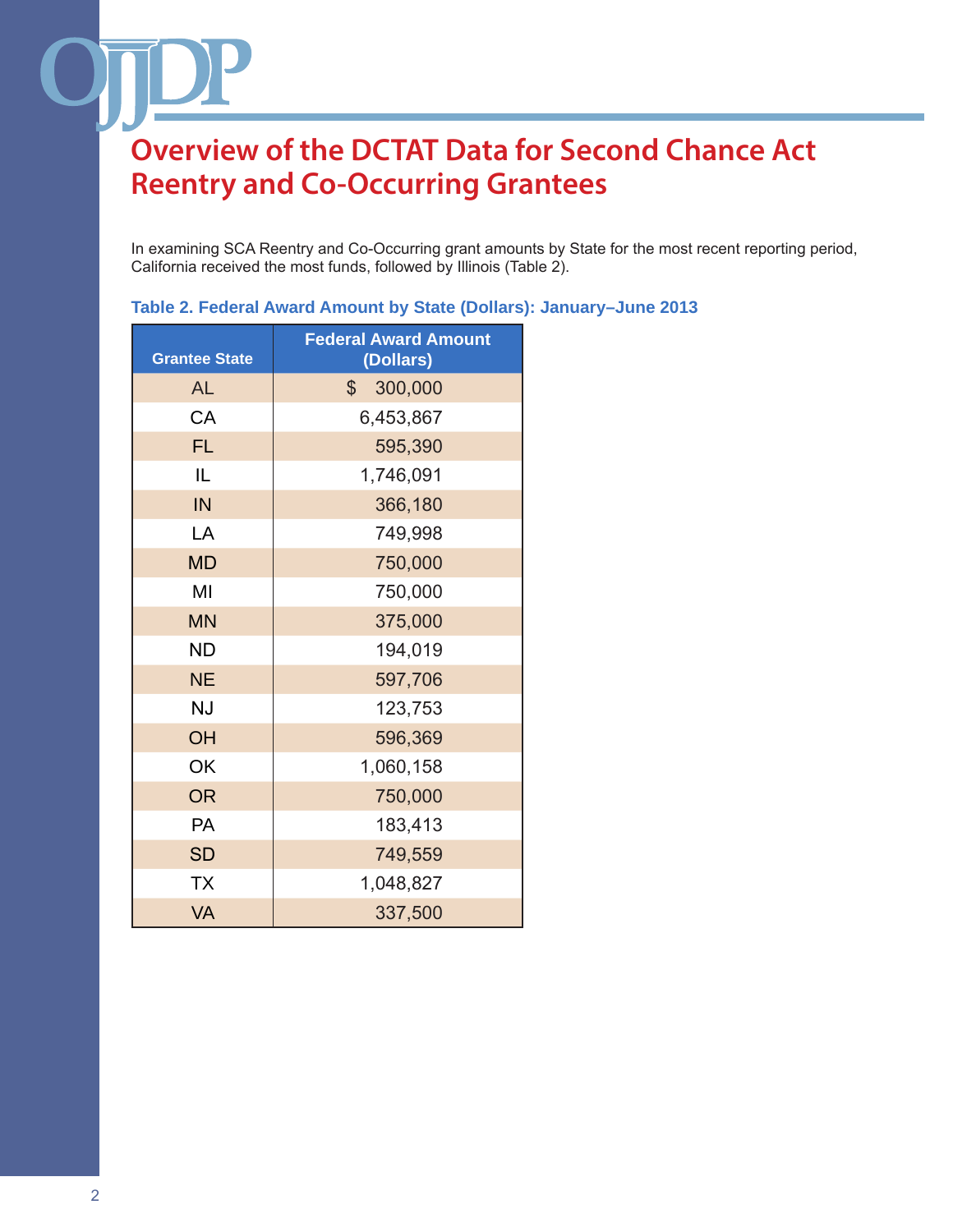# Overview of the DCTAT Data for Second Chance Act Reentry and Co-Occurring Grantees

In examining SCA Reentry and Co-Occurring grant amounts by State for the most recent reporting period, California received the most funds, followed by Illinois (Table 2).

**Table 2. Federal Award Amount by State (Dollars): January–June 2013**

| Grantee State | Federal Award Amount (Dollars) |
|---|---|
| AL | $ 300,000 |
| CA | 6,453,867 |
| FL | 595,390 |
| IL | 1,746,091 |
| IN | 366,180 |
| LA | 749,998 |
| MD | 750,000 |
| MI | 750,000 |
| MN | 375,000 |
| ND | 194,019 |
| NE | 597,706 |
| NJ | 123,753 |
| OH | 596,369 |
| OK | 1,060,158 |
| OR | 750,000 |
| PA | 183,413 |
| SD | 749,559 |
| TX | 1,048,827 |
| VA | 337,500 |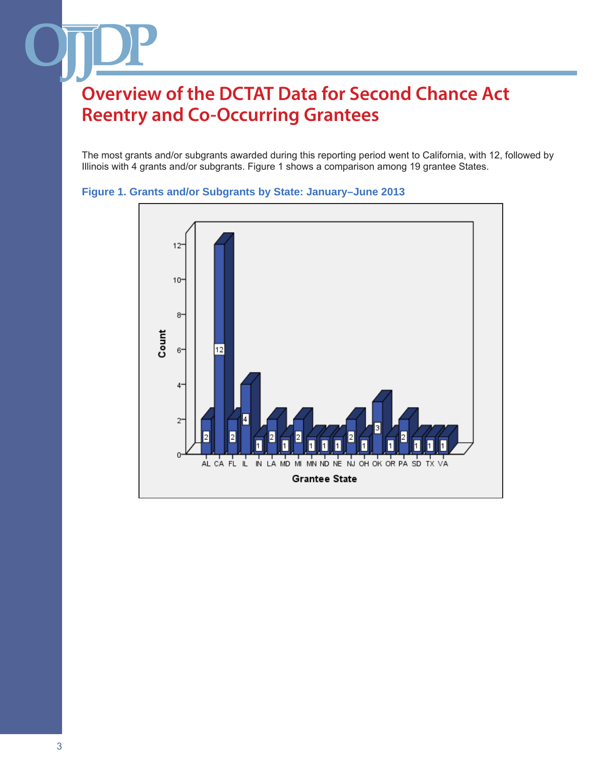# Overview of the DCTAT Data for Second Chance Act Reentry and Co-Occurring Grantees

The most grants and/or subgrants awarded during this reporting period went to California, with 12, followed by Illinois with 4 grants and/or subgrants. Figure 1 shows a comparison among 19 grantee States.

**Figure 1. Grants and/or Subgrants by State: January–June 2013**

Count

0
2
4
6
8
10
12

2 12 2 4 1 2 1 2 1 1 1 2 1 3 1 2 1 1 1

AL CA FL IL IN LA MD MI MN ND NE NJ OH OK OR PA SD TX VA

Grantee State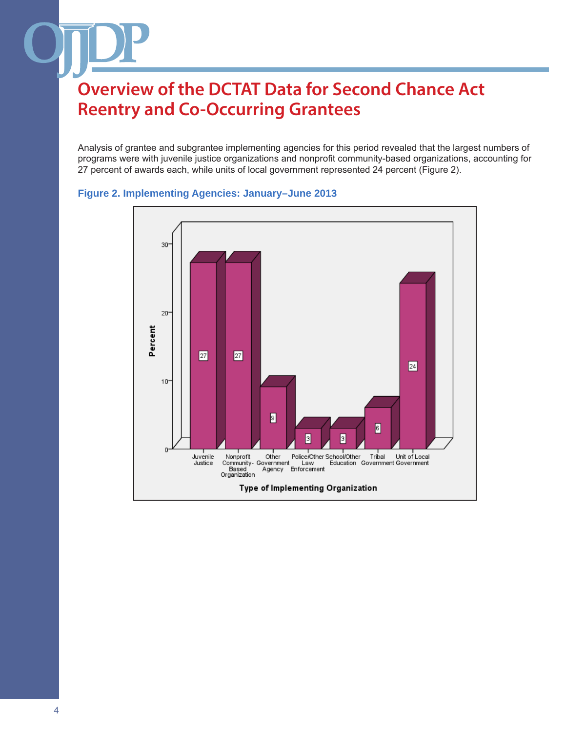# Overview of the DCTAT Data for Second Chance Act Reentry and Co-Occurring Grantees

Analysis of grantee and subgrantee implementing agencies for this period revealed that the largest numbers of programs were with juvenile justice organizations and nonprofit community-based organizations, accounting for 27 percent of awards each, while units of local government represented 24 percent (Figure 2).

**Figure 2. Implementing Agencies: January–June 2013**

| Type of Implementing Organization | Percent |
|---|---|
| Juvenile Justice | 27 |
| Nonprofit Community-Based Organization | 27 |
| Other Government Agency | 9 |
| Police/Other Law Enforcement | 3 |
| School/Other Education | 3 |
| Tribal Government | 6 |
| Unit of Local Government | 24 |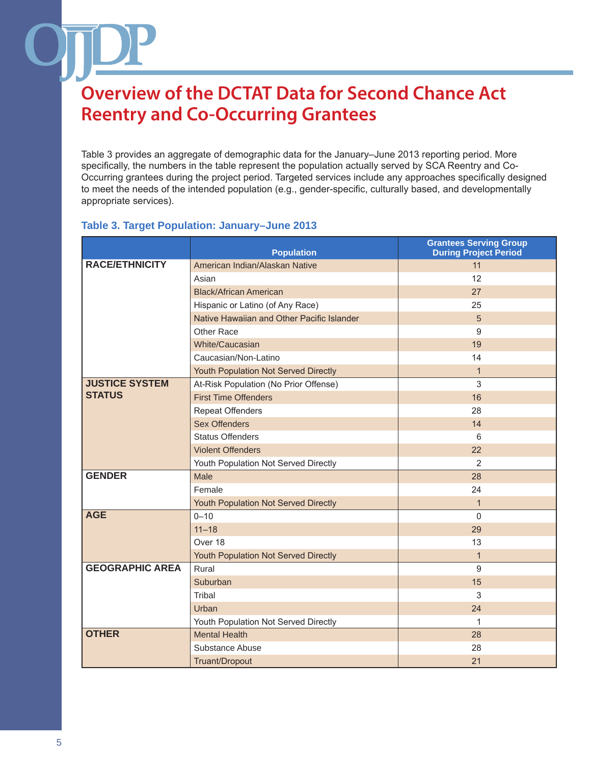# Overview of the DCTAT Data for Second Chance Act Reentry and Co-Occurring Grantees

Table 3 provides an aggregate of demographic data for the January–June 2013 reporting period. More specifically, the numbers in the table represent the population actually served by SCA Reentry and Co-Occurring grantees during the project period. Targeted services include any approaches specifically designed to meet the needs of the intended population (e.g., gender-specific, culturally based, and developmentally appropriate services).

**Table 3. Target Population: January–June 2013**

| | Population | Grantees Serving Group During Project Period |
|---|---|---|
| **RACE/ETHNICITY** | American Indian/Alaskan Native | 11 |
| | Asian | 12 |
| | Black/African American | 27 |
| | Hispanic or Latino (of Any Race) | 25 |
| | Native Hawaiian and Other Pacific Islander | 5 |
| | Other Race | 9 |
| | White/Caucasian | 19 |
| | Caucasian/Non-Latino | 14 |
| | Youth Population Not Served Directly | 1 |
| **JUSTICE SYSTEM STATUS** | At-Risk Population (No Prior Offense) | 3 |
| | First Time Offenders | 16 |
| | Repeat Offenders | 28 |
| | Sex Offenders | 14 |
| | Status Offenders | 6 |
| | Violent Offenders | 22 |
| | Youth Population Not Served Directly | 2 |
| **GENDER** | Male | 28 |
| | Female | 24 |
| | Youth Population Not Served Directly | 1 |
| **AGE** | 0–10 | 0 |
| | 11–18 | 29 |
| | Over 18 | 13 |
| | Youth Population Not Served Directly | 1 |
| **GEOGRAPHIC AREA** | Rural | 9 |
| | Suburban | 15 |
| | Tribal | 3 |
| | Urban | 24 |
| | Youth Population Not Served Directly | 1 |
| **OTHER** | Mental Health | 28 |
| | Substance Abuse | 28 |
| | Truant/Dropout | 21 |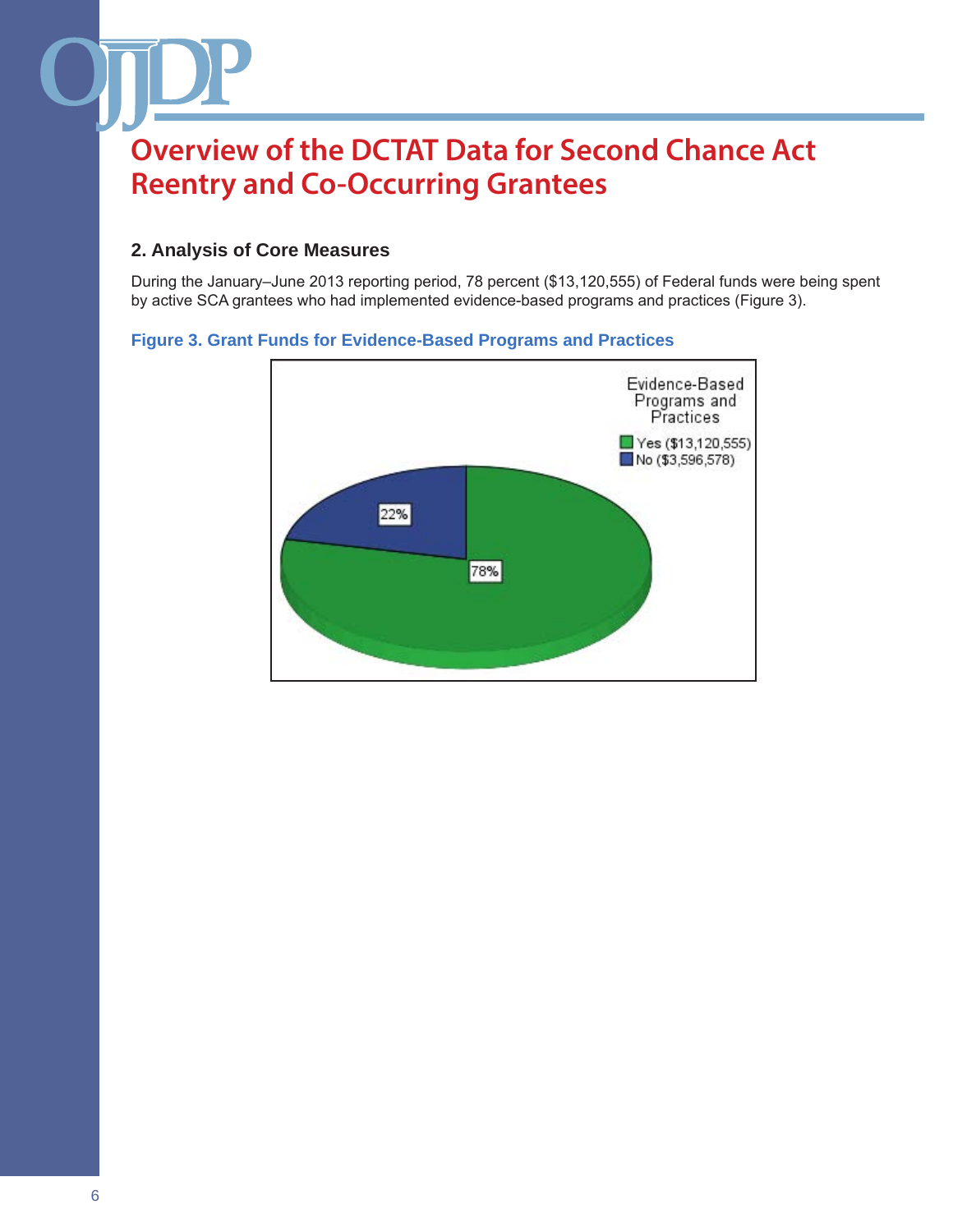# Overview of the DCTAT Data for Second Chance Act Reentry and Co-Occurring Grantees

## 2. Analysis of Core Measures

During the January–June 2013 reporting period, 78 percent ($13,120,555) of Federal funds were being spent by active SCA grantees who had implemented evidence-based programs and practices (Figure 3).

**Figure 3. Grant Funds for Evidence-Based Programs and Practices**

Evidence-Based Programs and Practices

Yes ($13,120,555)

No ($3,596,578)

22%

78%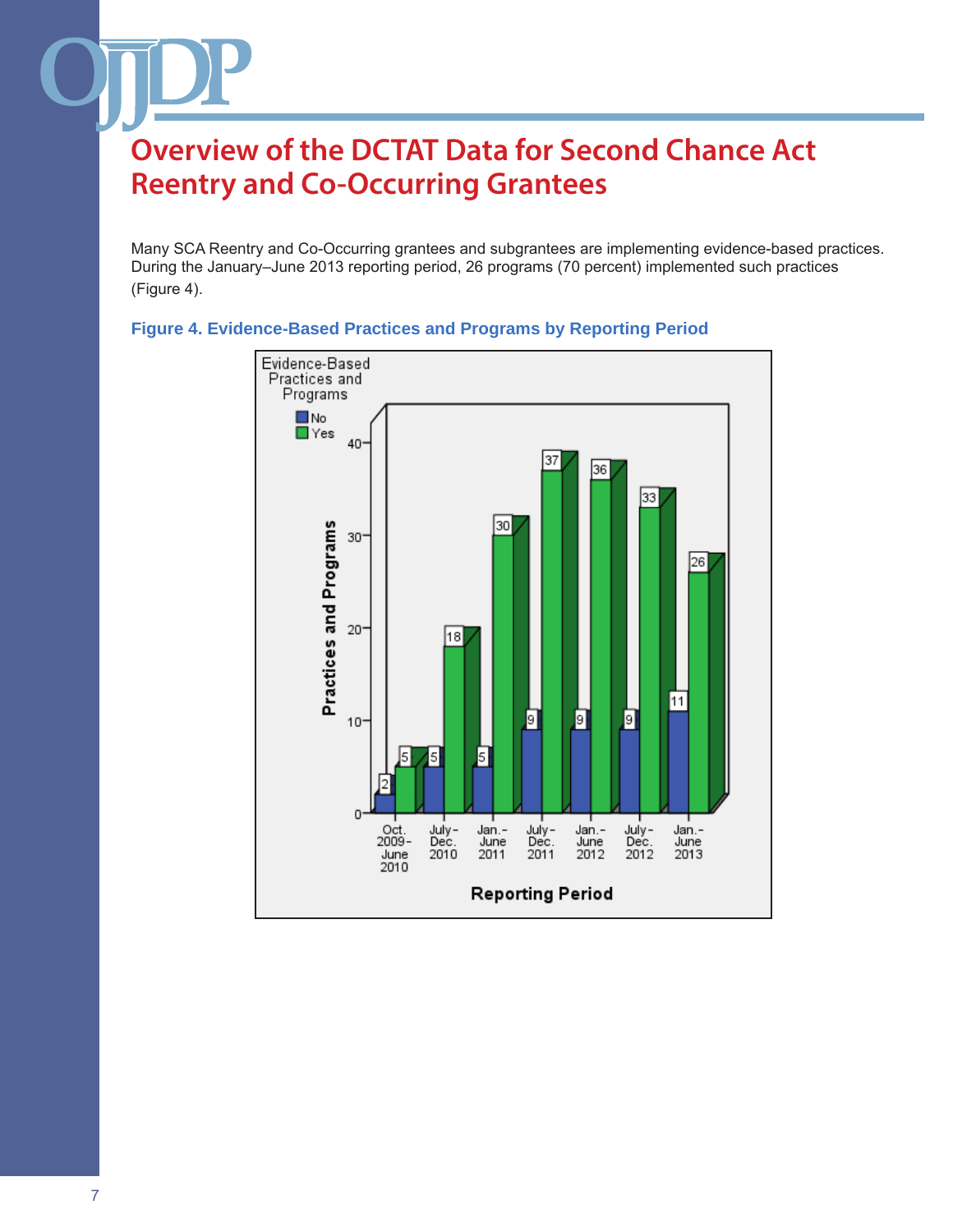# Overview of the DCTAT Data for Second Chance Act Reentry and Co-Occurring Grantees

Many SCA Reentry and Co-Occurring grantees and subgrantees are implementing evidence-based practices. During the January–June 2013 reporting period, 26 programs (70 percent) implemented such practices (Figure 4).

**Figure 4. Evidence-Based Practices and Programs by Reporting Period**

| Reporting Period | No | Yes |
|---|---|---|
| Oct. 2009–June 2010 | 2 | 5 |
| July–Dec. 2010 | 5 | 18 |
| Jan.–June 2011 | 5 | 30 |
| July–Dec. 2011 | 9 | 37 |
| Jan.–June 2012 | 9 | 36 |
| July–Dec. 2012 | 9 | 33 |
| Jan.–June 2013 | 11 | 26 |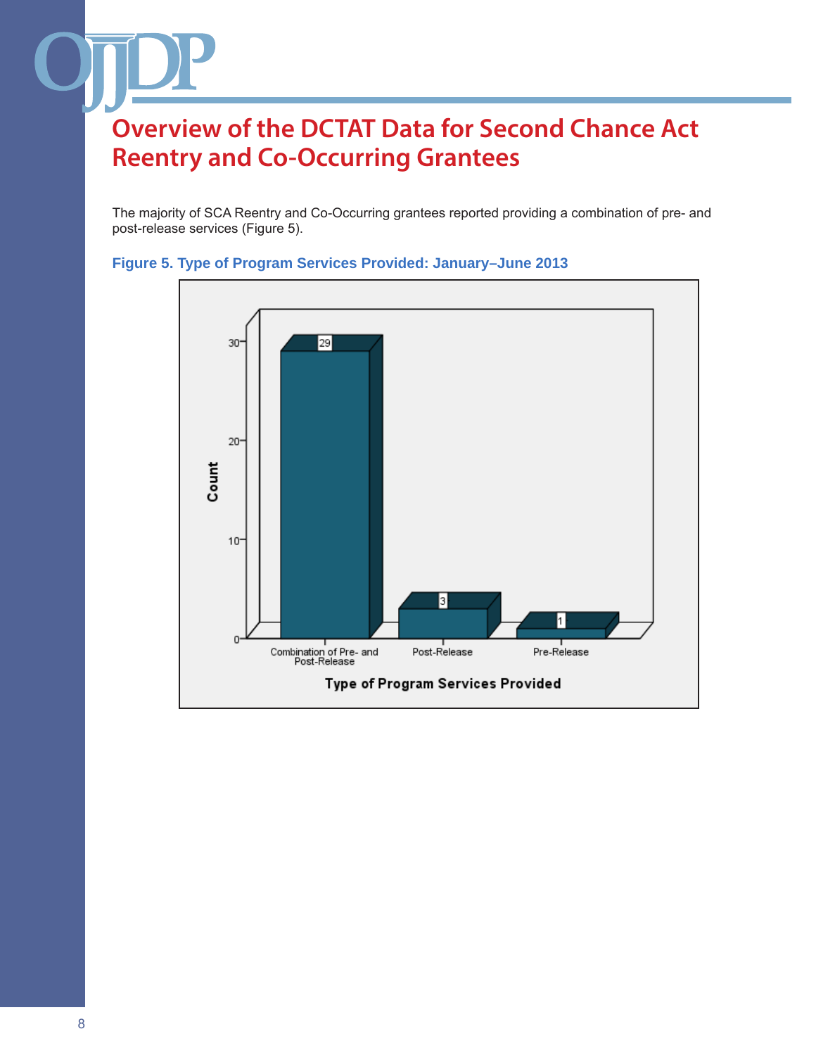# Overview of the DCTAT Data for Second Chance Act Reentry and Co-Occurring Grantees

The majority of SCA Reentry and Co-Occurring grantees reported providing a combination of pre- and post-release services (Figure 5).

**Figure 5. Type of Program Services Provided: January–June 2013**

Count

30
20
10
0

29
3
1

Combination of Pre- and Post-Release
Post-Release
Pre-Release

Type of Program Services Provided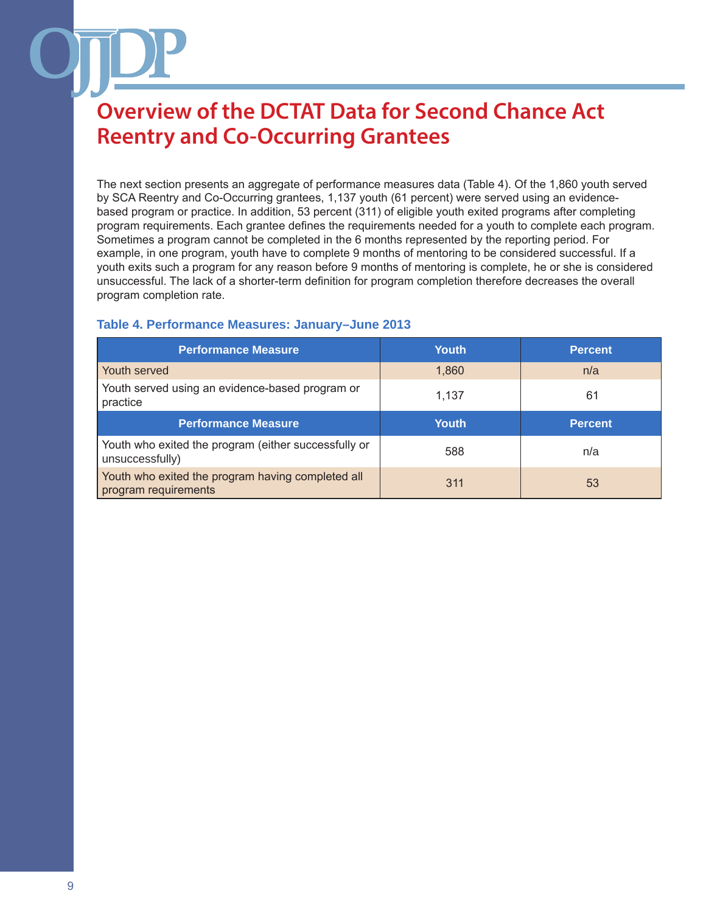# Overview of the DCTAT Data for Second Chance Act Reentry and Co-Occurring Grantees

The next section presents an aggregate of performance measures data (Table 4). Of the 1,860 youth served by SCA Reentry and Co-Occurring grantees, 1,137 youth (61 percent) were served using an evidence-based program or practice. In addition, 53 percent (311) of eligible youth exited programs after completing program requirements. Each grantee defines the requirements needed for a youth to complete each program. Sometimes a program cannot be completed in the 6 months represented by the reporting period. For example, in one program, youth have to complete 9 months of mentoring to be considered successful. If a youth exits such a program for any reason before 9 months of mentoring is complete, he or she is considered unsuccessful. The lack of a shorter-term definition for program completion therefore decreases the overall program completion rate.

### Table 4. Performance Measures: January–June 2013

| Performance Measure | Youth | Percent |
|---|---|---|
| Youth served | 1,860 | n/a |
| Youth served using an evidence-based program or practice | 1,137 | 61 |
| **Performance Measure** | **Youth** | **Percent** |
| Youth who exited the program (either successfully or unsuccessfully) | 588 | n/a |
| Youth who exited the program having completed all program requirements | 311 | 53 |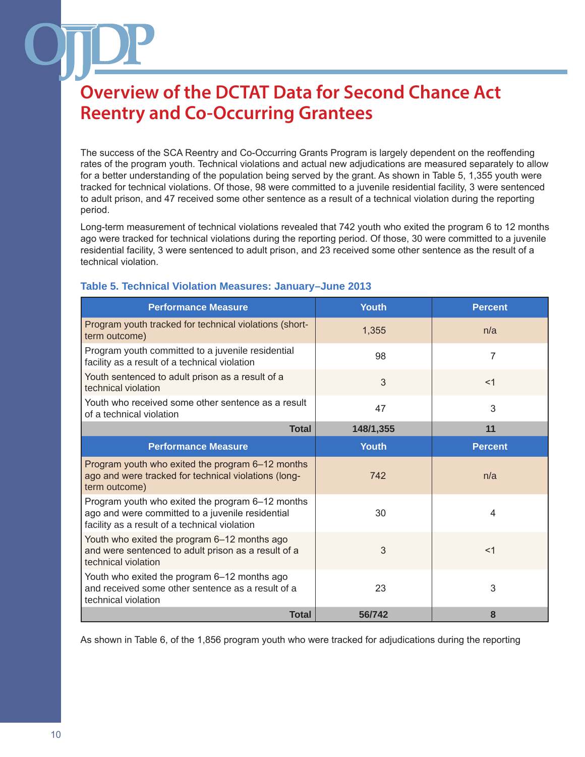# Overview of the DCTAT Data for Second Chance Act Reentry and Co-Occurring Grantees

The success of the SCA Reentry and Co-Occurring Grants Program is largely dependent on the reoffending rates of the program youth. Technical violations and actual new adjudications are measured separately to allow for a better understanding of the population being served by the grant. As shown in Table 5, 1,355 youth were tracked for technical violations. Of those, 98 were committed to a juvenile residential facility, 3 were sentenced to adult prison, and 47 received some other sentence as a result of a technical violation during the reporting period.

Long-term measurement of technical violations revealed that 742 youth who exited the program 6 to 12 months ago were tracked for technical violations during the reporting period. Of those, 30 were committed to a juvenile residential facility, 3 were sentenced to adult prison, and 23 received some other sentence as the result of a technical violation.

### Table 5. Technical Violation Measures: January–June 2013

| Performance Measure | Youth | Percent |
|---|---|---|
| Program youth tracked for technical violations (short-term outcome) | 1,355 | n/a |
| Program youth committed to a juvenile residential facility as a result of a technical violation | 98 | 7 |
| Youth sentenced to adult prison as a result of a technical violation | 3 | <1 |
| Youth who received some other sentence as a result of a technical violation | 47 | 3 |
| **Total** | **148/1,355** | **11** |
| **Performance Measure** | **Youth** | **Percent** |
| Program youth who exited the program 6–12 months ago and were tracked for technical violations (long-term outcome) | 742 | n/a |
| Program youth who exited the program 6–12 months ago and were committed to a juvenile residential facility as a result of a technical violation | 30 | 4 |
| Youth who exited the program 6–12 months ago and were sentenced to adult prison as a result of a technical violation | 3 | <1 |
| Youth who exited the program 6–12 months ago and received some other sentence as a result of a technical violation | 23 | 3 |
| **Total** | **56/742** | **8** |

As shown in Table 6, of the 1,856 program youth who were tracked for adjudications during the reporting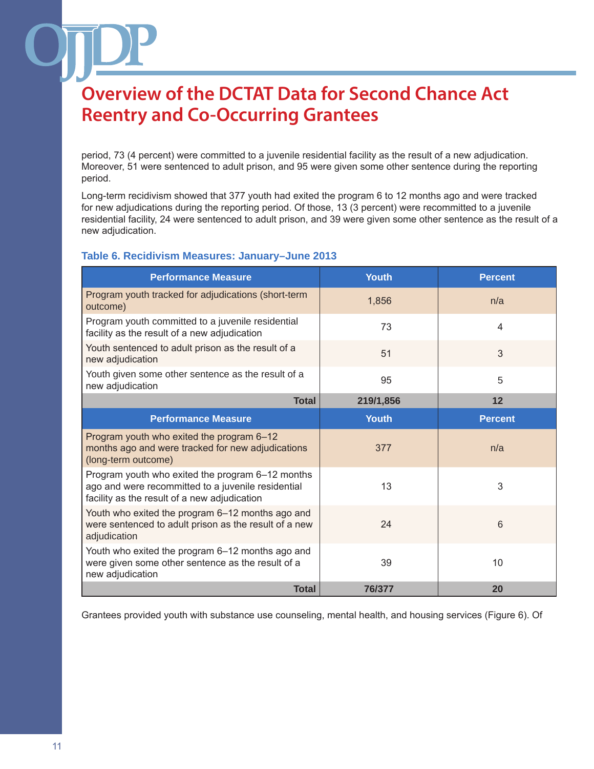period, 73 (4 percent) were committed to a juvenile residential facility as the result of a new adjudication. Moreover, 51 were sentenced to adult prison, and 95 were given some other sentence during the reporting period.

Long-term recidivism showed that 377 youth had exited the program 6 to 12 months ago and were tracked for new adjudications during the reporting period. Of those, 13 (3 percent) were recommitted to a juvenile residential facility, 24 were sentenced to adult prison, and 39 were given some other sentence as the result of a new adjudication.

### Table 6. Recidivism Measures: January–June 2013

| Performance Measure | Youth | Percent |
|---|---|---|
| Program youth tracked for adjudications (short-term outcome) | 1,856 | n/a |
| Program youth committed to a juvenile residential facility as the result of a new adjudication | 73 | 4 |
| Youth sentenced to adult prison as the result of a new adjudication | 51 | 3 |
| Youth given some other sentence as the result of a new adjudication | 95 | 5 |
| **Total** | **219/1,856** | **12** |
| **Performance Measure** | **Youth** | **Percent** |
| Program youth who exited the program 6–12 months ago and were tracked for new adjudications (long-term outcome) | 377 | n/a |
| Program youth who exited the program 6–12 months ago and were recommitted to a juvenile residential facility as the result of a new adjudication | 13 | 3 |
| Youth who exited the program 6–12 months ago and were sentenced to adult prison as the result of a new adjudication | 24 | 6 |
| Youth who exited the program 6–12 months ago and were given some other sentence as the result of a new adjudication | 39 | 10 |
| **Total** | **76/377** | **20** |

Grantees provided youth with substance use counseling, mental health, and housing services (Figure 6). Of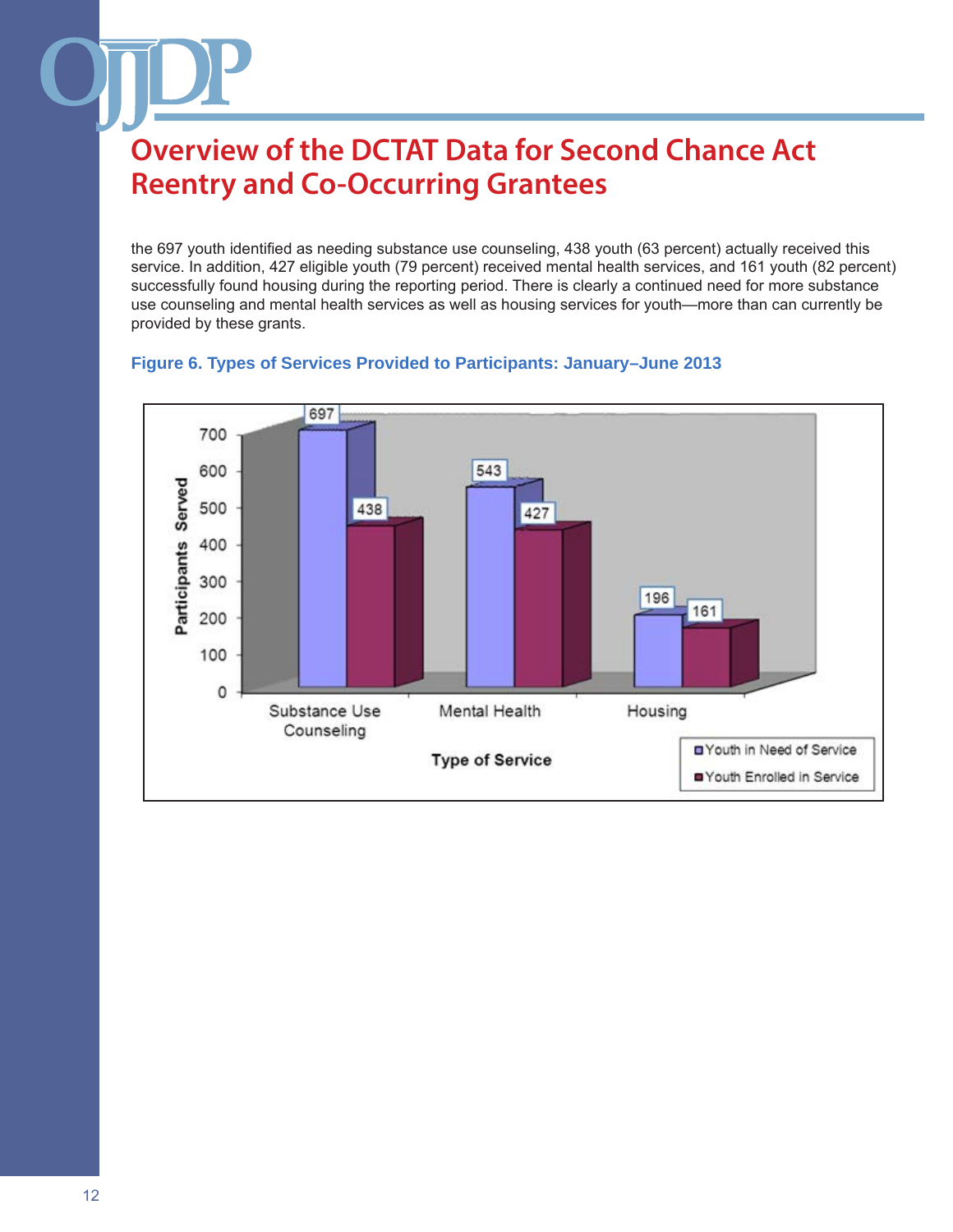# Overview of the DCTAT Data for Second Chance Act Reentry and Co-Occurring Grantees

the 697 youth identified as needing substance use counseling, 438 youth (63 percent) actually received this service. In addition, 427 eligible youth (79 percent) received mental health services, and 161 youth (82 percent) successfully found housing during the reporting period. There is clearly a continued need for more substance use counseling and mental health services as well as housing services for youth—more than can currently be provided by these grants.

**Figure 6. Types of Services Provided to Participants: January–June 2013**

Participants Served

0
100
200
300
400
500
600
700

697
438
543
427
196
161

Substance Use Counseling
Mental Health
Housing

Type of Service

Youth in Need of Service
Youth Enrolled in Service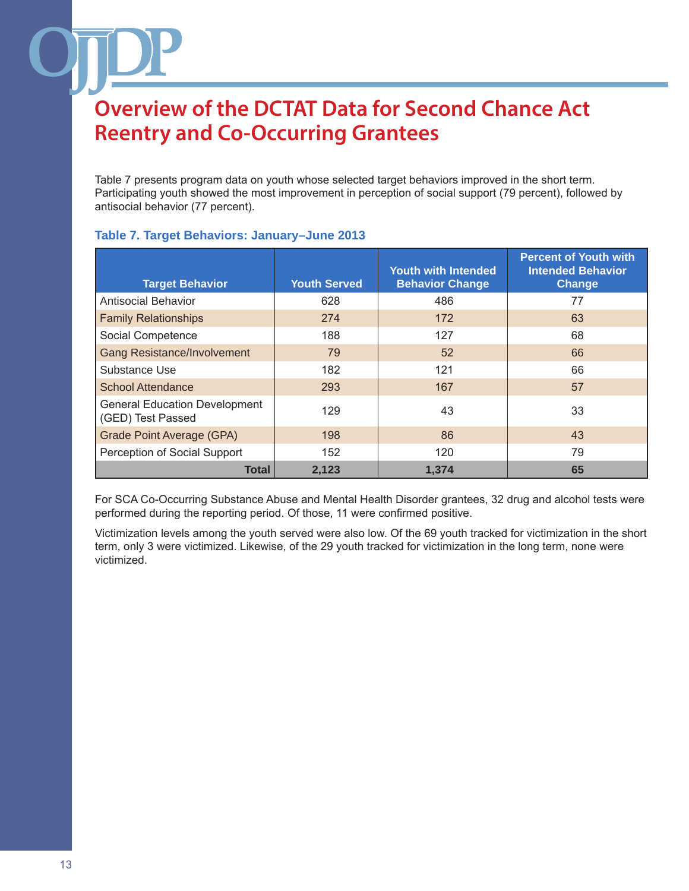# Overview of the DCTAT Data for Second Chance Act Reentry and Co-Occurring Grantees

Table 7 presents program data on youth whose selected target behaviors improved in the short term. Participating youth showed the most improvement in perception of social support (79 percent), followed by antisocial behavior (77 percent).

### Table 7. Target Behaviors: January–June 2013

| Target Behavior | Youth Served | Youth with Intended Behavior Change | Percent of Youth with Intended Behavior Change |
|---|---|---|---|
| Antisocial Behavior | 628 | 486 | 77 |
| Family Relationships | 274 | 172 | 63 |
| Social Competence | 188 | 127 | 68 |
| Gang Resistance/Involvement | 79 | 52 | 66 |
| Substance Use | 182 | 121 | 66 |
| School Attendance | 293 | 167 | 57 |
| General Education Development (GED) Test Passed | 129 | 43 | 33 |
| Grade Point Average (GPA) | 198 | 86 | 43 |
| Perception of Social Support | 152 | 120 | 79 |
| **Total** | **2,123** | **1,374** | **65** |

For SCA Co-Occurring Substance Abuse and Mental Health Disorder grantees, 32 drug and alcohol tests were performed during the reporting period. Of those, 11 were confirmed positive.

Victimization levels among the youth served were also low. Of the 69 youth tracked for victimization in the short term, only 3 were victimized. Likewise, of the 29 youth tracked for victimization in the long term, none were victimized.